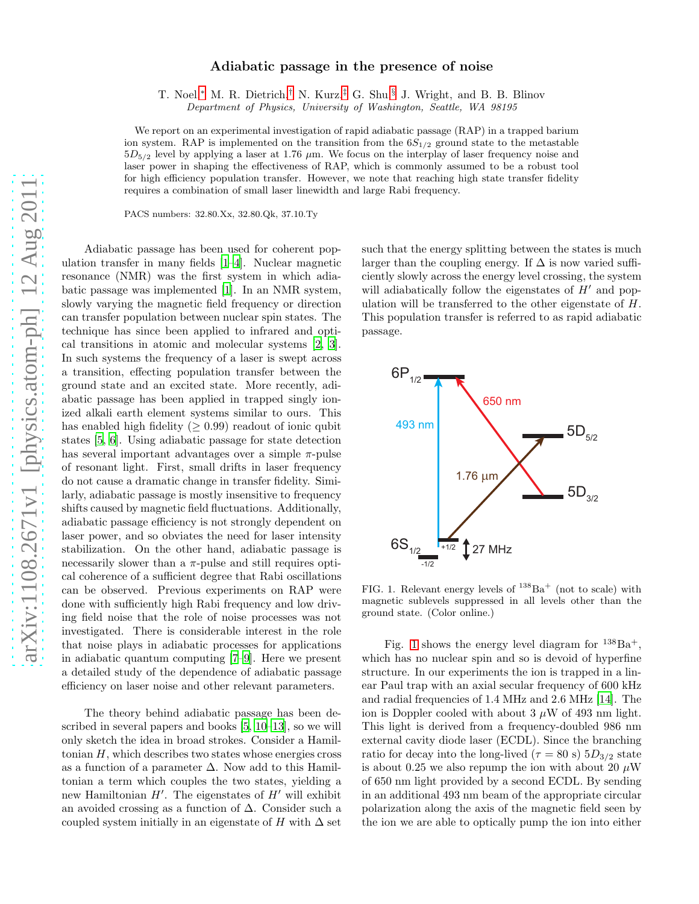# Adiabatic passage in the presence of noise

T. Noel,[*] M. R. Dietrich,[†] N. Kurz,[‡] G. Shu,[§] J. Wright, and B. B. Blinov

*Department of Physics, University of Washington, Seattle, WA 98195*

We report on an experimental investigation of rapid adiabatic passage (RAP) in a trapped barium ion system. RAP is implemented on the transition from the $6S_{1/2}$ ground state to the metastable $5D_{5/2}$ level by applying a laser at 1.76 $\mu$m. We focus on the interplay of laser frequency noise and laser power in shaping the effectiveness of RAP, which is commonly assumed to be a robust tool for high efficiency population transfer. However, we note that reaching high state transfer fidelity requires a combination of small laser linewidth and large Rabi frequency.

PACS numbers: 32.80.Xx, 32.80.Qk, 37.10.Ty

Adiabatic passage has been used for coherent population transfer in many fields [1–4]. Nuclear magnetic resonance (NMR) was the first system in which adiabatic passage was implemented [1]. In an NMR system, slowly varying the magnetic field frequency or direction can transfer population between nuclear spin states. The technique has since been applied to infrared and optical transitions in atomic and molecular systems [2, 3]. In such systems the frequency of a laser is swept across a transition, effecting population transfer between the ground state and an excited state. More recently, adiabatic passage has been applied in trapped singly ionized alkali earth element systems similar to ours. This has enabled high fidelity ($\geq 0.99$) readout of ionic qubit states [5, 6]. Using adiabatic passage for state detection has several important advantages over a simple $\pi$-pulse of resonant light. First, small drifts in laser frequency do not cause a dramatic change in transfer fidelity. Similarly, adiabatic passage is mostly insensitive to frequency shifts caused by magnetic field fluctuations. Additionally, adiabatic passage efficiency is not strongly dependent on laser power, and so obviates the need for laser intensity stabilization. On the other hand, adiabatic passage is necessarily slower than a $\pi$-pulse and still requires optical coherence of a sufficient degree that Rabi oscillations can be observed. Previous experiments on RAP were done with sufficiently high Rabi frequency and low driving field noise that the role of noise processes was not investigated. There is considerable interest in the role that noise plays in adiabatic processes for applications in adiabatic quantum computing [7–9]. Here we present a detailed study of the dependence of adiabatic passage efficiency on laser noise and other relevant parameters.

The theory behind adiabatic passage has been described in several papers and books [5, 10–13], so we will only sketch the idea in broad strokes. Consider a Hamiltonian $H$, which describes two states whose energies cross as a function of a parameter $\Delta$. Now add to this Hamiltonian a term which couples the two states, yielding a new Hamiltonian $H'$. The eigenstates of $H'$ will exhibit an avoided crossing as a function of $\Delta$. Consider such a coupled system initially in an eigenstate of $H$ with $\Delta$ set such that the energy splitting between the states is much larger than the coupling energy. If $\Delta$ is now varied sufficiently slowly across the energy level crossing, the system will adiabatically follow the eigenstates of $H'$ and population will be transferred to the other eigenstate of $H$. This population transfer is referred to as rapid adiabatic passage.

FIG. 1. Relevant energy levels of $^{138}$Ba$^+$ (not to scale) with magnetic sublevels suppressed in all levels other than the ground state. (Color online.)

Fig. 1 shows the energy level diagram for $^{138}$Ba$^+$, which has no nuclear spin and so is devoid of hyperfine structure. In our experiments the ion is trapped in a linear Paul trap with an axial secular frequency of 600 kHz and radial frequencies of 1.4 MHz and 2.6 MHz [14]. The ion is Doppler cooled with about 3 $\mu$W of 493 nm light. This light is derived from a frequency-doubled 986 nm external cavity diode laser (ECDL). Since the branching ratio for decay into the long-lived ($\tau = 80$ s) $5D_{3/2}$ state is about 0.25 we also repump the ion with about 20 $\mu$W of 650 nm light provided by a second ECDL. By sending in an additional 493 nm beam of the appropriate circular polarization along the axis of the magnetic field seen by the ion we are able to optically pump the ion into either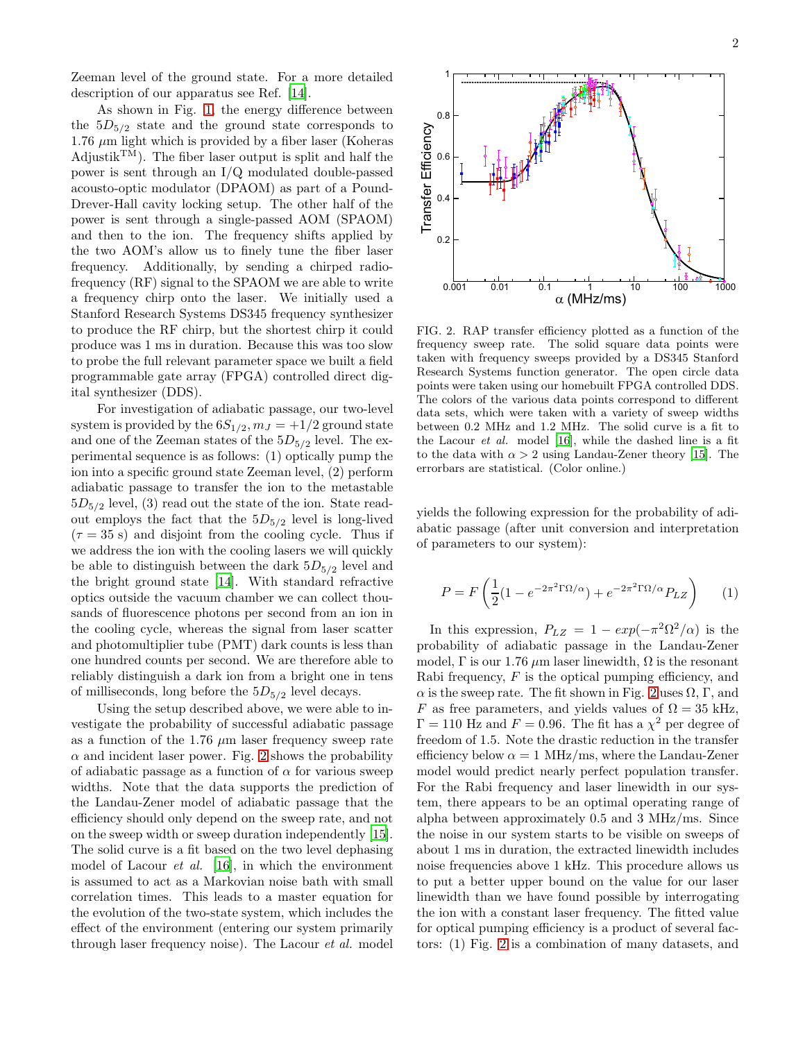Zeeman level of the ground state. For a more detailed description of our apparatus see Ref. [14].

As shown in Fig. 1, the energy difference between the $5D_{5/2}$ state and the ground state corresponds to 1.76 $\mu$m light which is provided by a fiber laser (Koheras Adjustik$^{TM}$). The fiber laser output is split and half the power is sent through an I/Q modulated double-passed acousto-optic modulator (DPAOM) as part of a Pound-Drever-Hall cavity locking setup. The other half of the power is sent through a single-passed AOM (SPAOM) and then to the ion. The frequency shifts applied by the two AOM's allow us to finely tune the fiber laser frequency. Additionally, by sending a chirped radio-frequency (RF) signal to the SPAOM we are able to write a frequency chirp onto the laser. We initially used a Stanford Research Systems DS345 frequency synthesizer to produce the RF chirp, but the shortest chirp it could produce was 1 ms in duration. Because this was too slow to probe the full relevant parameter space we built a field programmable gate array (FPGA) controlled direct digital synthesizer (DDS).

For investigation of adiabatic passage, our two-level system is provided by the $6S_{1/2}, m_J = +1/2$ ground state and one of the Zeeman states of the $5D_{5/2}$ level. The experimental sequence is as follows: (1) optically pump the ion into a specific ground state Zeeman level, (2) perform adiabatic passage to transfer the ion to the metastable $5D_{5/2}$ level, (3) read out the state of the ion. State readout employs the fact that the $5D_{5/2}$ level is long-lived ($\tau = 35$ s) and disjoint from the cooling cycle. Thus if we address the ion with the cooling lasers we will quickly be able to distinguish between the dark $5D_{5/2}$ level and the bright ground state [14]. With standard refractive optics outside the vacuum chamber we can collect thousands of fluorescence photons per second from an ion in the cooling cycle, whereas the signal from laser scatter and photomultiplier tube (PMT) dark counts is less than one hundred counts per second. We are therefore able to reliably distinguish a dark ion from a bright one in tens of milliseconds, long before the $5D_{5/2}$ level decays.

Using the setup described above, we were able to investigate the probability of successful adiabatic passage as a function of the 1.76 $\mu$m laser frequency sweep rate $\alpha$ and incident laser power. Fig. 2 shows the probability of adiabatic passage as a function of $\alpha$ for various sweep widths. Note that the data supports the prediction of the Landau-Zener model of adiabatic passage that the efficiency should only depend on the sweep rate, and not on the sweep width or sweep duration independently [15]. The solid curve is a fit based on the two level dephasing model of Lacour *et al.* [16], in which the environment is assumed to act as a Markovian noise bath with small correlation times. This leads to a master equation for the evolution of the two-state system, which includes the effect of the environment (entering our system primarily through laser frequency noise). The Lacour *et al.* model yields the following expression for the probability of adiabatic passage (after unit conversion and interpretation of parameters to our system):

FIG. 2. RAP transfer efficiency plotted as a function of the frequency sweep rate. The solid square data points were taken with frequency sweeps provided by a DS345 Stanford Research Systems function generator. The open circle data points were taken using our homebuilt FPGA controlled DDS. The colors of the various data points correspond to different data sets, which were taken with a variety of sweep widths between 0.2 MHz and 1.2 MHz. The solid curve is a fit to the Lacour *et al.* model [16], while the dashed line is a fit to the data with $\alpha > 2$ using Landau-Zener theory [15]. The errorbars are statistical. (Color online.)

$$P = F\left(\frac{1}{2}(1 - e^{-2\pi^2\Gamma\Omega/\alpha}) + e^{-2\pi^2\Gamma\Omega/\alpha}P_{LZ}\right) \qquad (1)$$

In this expression, $P_{LZ} = 1 - exp(-\pi^2\Omega^2/\alpha)$ is the probability of adiabatic passage in the Landau-Zener model, $\Gamma$ is our 1.76 $\mu$m laser linewidth, $\Omega$ is the resonant Rabi frequency, $F$ is the optical pumping efficiency, and $\alpha$ is the sweep rate. The fit shown in Fig. 2 uses $\Omega$, $\Gamma$, and $F$ as free parameters, and yields values of $\Omega = 35$ kHz, $\Gamma = 110$ Hz and $F = 0.96$. The fit has a $\chi^2$ per degree of freedom of 1.5. Note the drastic reduction in the transfer efficiency below $\alpha = 1$ MHz/ms, where the Landau-Zener model would predict nearly perfect population transfer. For the Rabi frequency and laser linewidth in our system, there appears to be an optimal operating range of alpha between approximately 0.5 and 3 MHz/ms. Since the noise in our system starts to be visible on sweeps of about 1 ms in duration, the extracted linewidth includes noise frequencies above 1 kHz. This procedure allows us to put a better upper bound on the value for our laser linewidth than we have found possible by interrogating the ion with a constant laser frequency. The fitted value for optical pumping efficiency is a product of several factors: (1) Fig. 2 is a combination of many datasets, and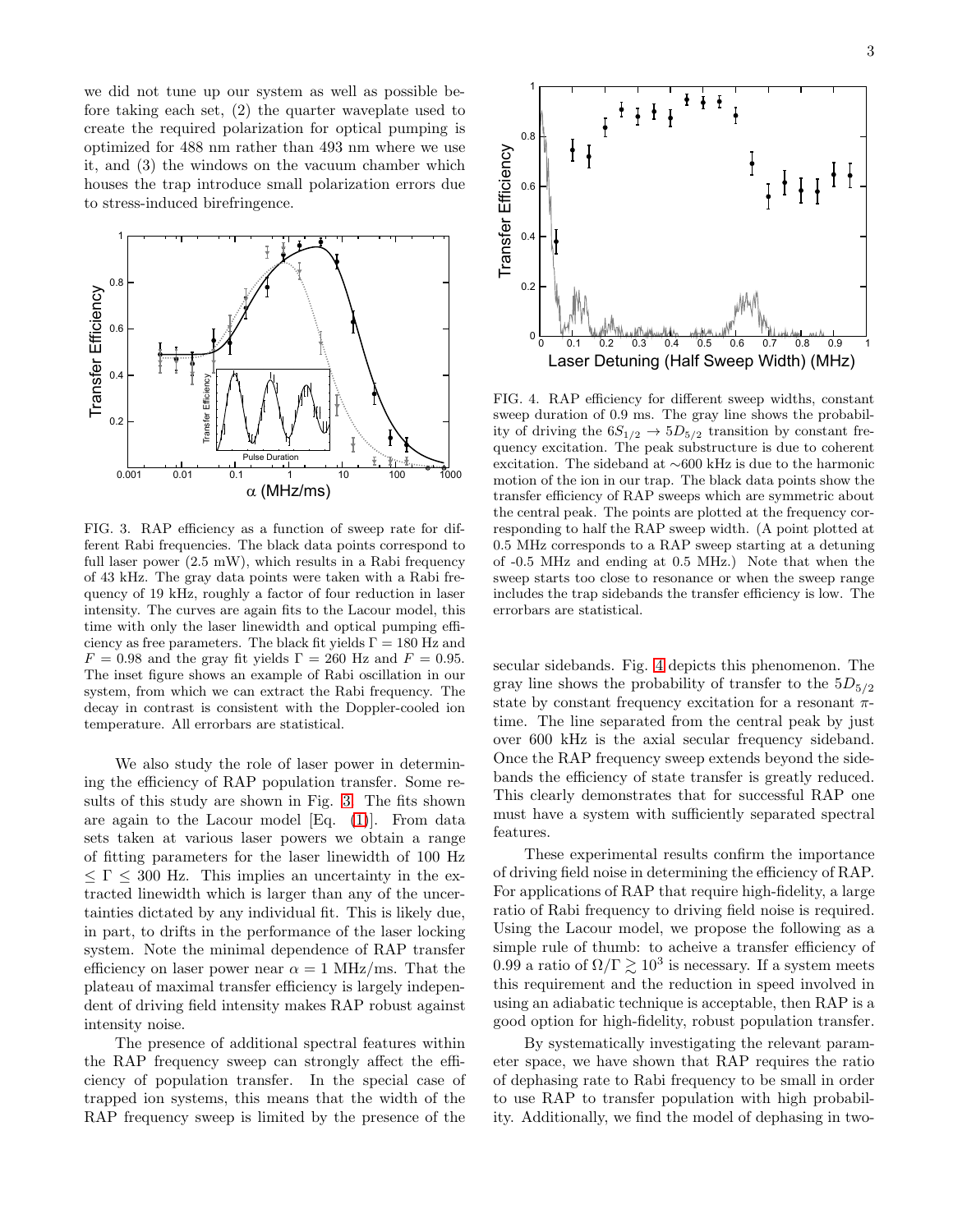we did not tune up our system as well as possible before taking each set, (2) the quarter waveplate used to create the required polarization for optical pumping is optimized for 488 nm rather than 493 nm where we use it, and (3) the windows on the vacuum chamber which houses the trap introduce small polarization errors due to stress-induced birefringence.

FIG. 3. RAP efficiency as a function of sweep rate for different Rabi frequencies. The black data points correspond to full laser power (2.5 mW), which results in a Rabi frequency of 43 kHz. The gray data points were taken with a Rabi frequency of 19 kHz, roughly a factor of four reduction in laser intensity. The curves are again fits to the Lacour model, this time with only the laser linewidth and optical pumping efficiency as free parameters. The black fit yields $\Gamma = 180$ Hz and $F = 0.98$ and the gray fit yields $\Gamma = 260$ Hz and $F = 0.95$. The inset figure shows an example of Rabi oscillation in our system, from which we can extract the Rabi frequency. The decay in contrast is consistent with the Doppler-cooled ion temperature. All errorbars are statistical.

We also study the role of laser power in determining the efficiency of RAP population transfer. Some results of this study are shown in Fig. 3. The fits shown are again to the Lacour model [Eq. (1)]. From data sets taken at various laser powers we obtain a range of fitting parameters for the laser linewidth of 100 Hz $\leq \Gamma \leq$ 300 Hz. This implies an uncertainty in the extracted linewidth which is larger than any of the uncertainties dictated by any individual fit. This is likely due, in part, to drifts in the performance of the laser locking system. Note the minimal dependence of RAP transfer efficiency on laser power near $\alpha = 1$ MHz/ms. That the plateau of maximal transfer efficiency is largely independent of driving field intensity makes RAP robust against intensity noise.

The presence of additional spectral features within the RAP frequency sweep can strongly affect the efficiency of population transfer. In the special case of trapped ion systems, this means that the width of the RAP frequency sweep is limited by the presence of the secular sidebands. Fig. 4 depicts this phenomenon. The gray line shows the probability of transfer to the $5D_{5/2}$ state by constant frequency excitation for a resonant $\pi$-time. The line separated from the central peak by just over 600 kHz is the axial secular frequency sideband. Once the RAP frequency sweep extends beyond the sidebands the efficiency of state transfer is greatly reduced. This clearly demonstrates that for successful RAP one must have a system with sufficiently separated spectral features.

FIG. 4. RAP efficiency for different sweep widths, constant sweep duration of 0.9 ms. The gray line shows the probability of driving the $6S_{1/2} \rightarrow 5D_{5/2}$ transition by constant frequency excitation. The peak substructure is due to coherent excitation. The sideband at ∼600 kHz is due to the harmonic motion of the ion in our trap. The black data points show the transfer efficiency of RAP sweeps which are symmetric about the central peak. The points are plotted at the frequency corresponding to half the RAP sweep width. (A point plotted at 0.5 MHz corresponds to a RAP sweep starting at a detuning of -0.5 MHz and ending at 0.5 MHz.) Note that when the sweep starts too close to resonance or when the sweep range includes the trap sidebands the transfer efficiency is low. The errorbars are statistical.

These experimental results confirm the importance of driving field noise in determining the efficiency of RAP. For applications of RAP that require high-fidelity, a large ratio of Rabi frequency to driving field noise is required. Using the Lacour model, we propose the following as a simple rule of thumb: to acheive a transfer efficiency of 0.99 a ratio of $\Omega/\Gamma \gtrsim 10^3$ is necessary. If a system meets this requirement and the reduction in speed involved in using an adiabatic technique is acceptable, then RAP is a good option for high-fidelity, robust population transfer.

By systematically investigating the relevant parameter space, we have shown that RAP requires the ratio of dephasing rate to Rabi frequency to be small in order to use RAP to transfer population with high probability. Additionally, we find the model of dephasing in two-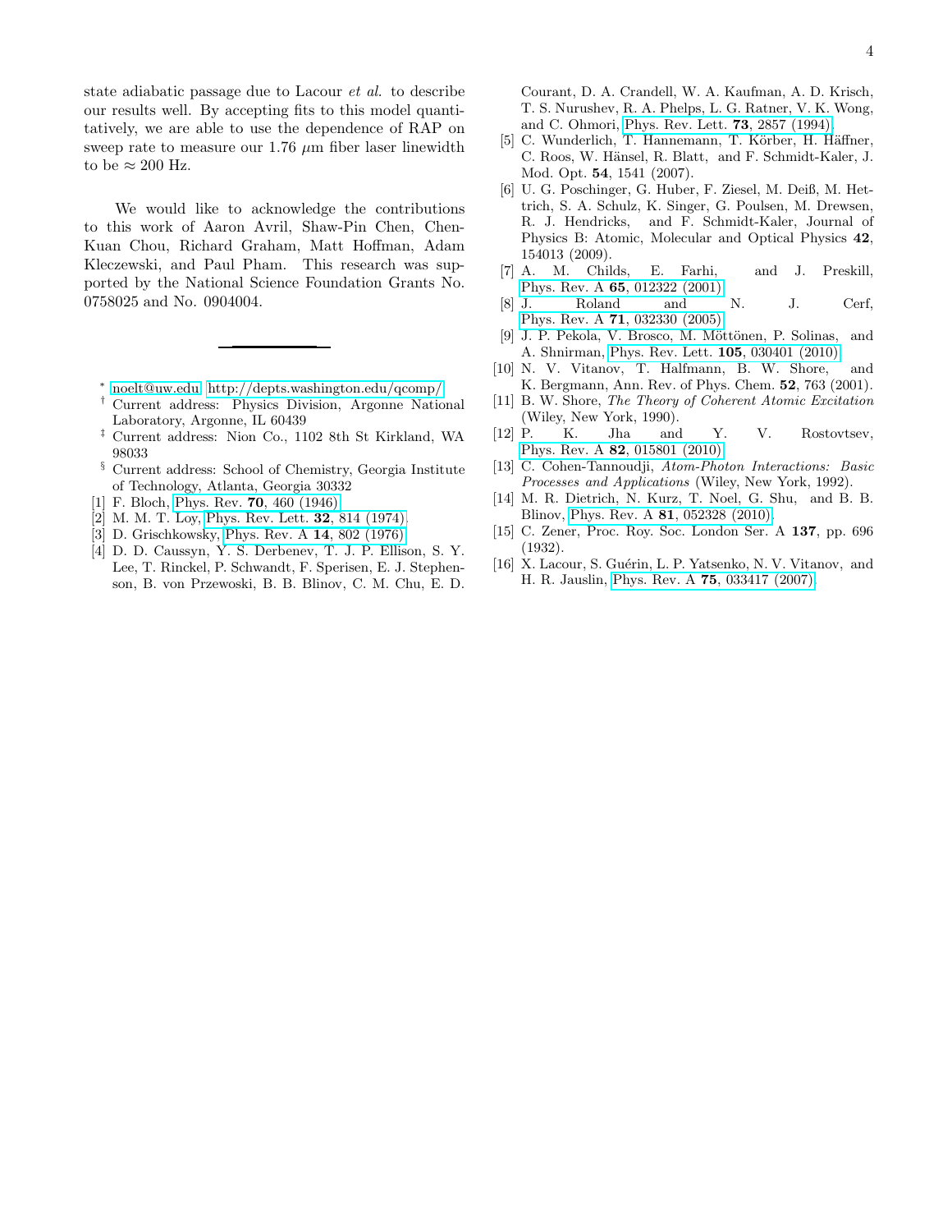state adiabatic passage due to Lacour *et al.* to describe our results well. By accepting fits to this model quantitatively, we are able to use the dependence of RAP on sweep rate to measure our 1.76 $\mu$m fiber laser linewidth to be $\approx 200$ Hz.

We would like to acknowledge the contributions to this work of Aaron Avril, Shaw-Pin Chen, Chen-Kuan Chou, Richard Graham, Matt Hoffman, Adam Kleczewski, and Paul Pham. This research was supported by the National Science Foundation Grants No. 0758025 and No. 0904004.

---

\* noelt@uw.edu; http://depts.washington.edu/qcomp/

† Current address: Physics Division, Argonne National Laboratory, Argonne, IL 60439

‡ Current address: Nion Co., 1102 8th St Kirkland, WA 98033

§ Current address: School of Chemistry, Georgia Institute of Technology, Atlanta, Georgia 30332

[1] F. Bloch, Phys. Rev. **70**, 460 (1946).

[2] M. M. T. Loy, Phys. Rev. Lett. **32**, 814 (1974).

[3] D. Grischkowsky, Phys. Rev. A **14**, 802 (1976).

[4] D. D. Caussyn, Y. S. Derbenev, T. J. P. Ellison, S. Y. Lee, T. Rinckel, P. Schwandt, F. Sperisen, E. J. Stephenson, B. von Przewoski, B. B. Blinov, C. M. Chu, E. D. Courant, D. A. Crandell, W. A. Kaufman, A. D. Krisch, T. S. Nurushev, R. A. Phelps, L. G. Ratner, V. K. Wong, and C. Ohmori, Phys. Rev. Lett. **73**, 2857 (1994).

[5] C. Wunderlich, T. Hannemann, T. Körber, H. Häffner, C. Roos, W. Hänsel, R. Blatt, and F. Schmidt-Kaler, J. Mod. Opt. **54**, 1541 (2007).

[6] U. G. Poschinger, G. Huber, F. Ziesel, M. Deiß, M. Hettrich, S. A. Schulz, K. Singer, G. Poulsen, M. Drewsen, R. J. Hendricks, and F. Schmidt-Kaler, Journal of Physics B: Atomic, Molecular and Optical Physics **42**, 154013 (2009).

[7] A. M. Childs, E. Farhi, and J. Preskill, Phys. Rev. A **65**, 012322 (2001).

[8] J. Roland and N. J. Cerf, Phys. Rev. A **71**, 032330 (2005).

[9] J. P. Pekola, V. Brosco, M. Möttönen, P. Solinas, and A. Shnirman, Phys. Rev. Lett. **105**, 030401 (2010).

[10] N. V. Vitanov, T. Halfmann, B. W. Shore, and K. Bergmann, Ann. Rev. of Phys. Chem. **52**, 763 (2001).

[11] B. W. Shore, *The Theory of Coherent Atomic Excitation* (Wiley, New York, 1990).

[12] P. K. Jha and Y. V. Rostovtsev, Phys. Rev. A **82**, 015801 (2010).

[13] C. Cohen-Tannoudji, *Atom-Photon Interactions: Basic Processes and Applications* (Wiley, New York, 1992).

[14] M. R. Dietrich, N. Kurz, T. Noel, G. Shu, and B. B. Blinov, Phys. Rev. A **81**, 052328 (2010).

[15] C. Zener, Proc. Roy. Soc. London Ser. A **137**, pp. 696 (1932).

[16] X. Lacour, S. Guérin, L. P. Yatsenko, N. V. Vitanov, and H. R. Jauslin, Phys. Rev. A **75**, 033417 (2007).